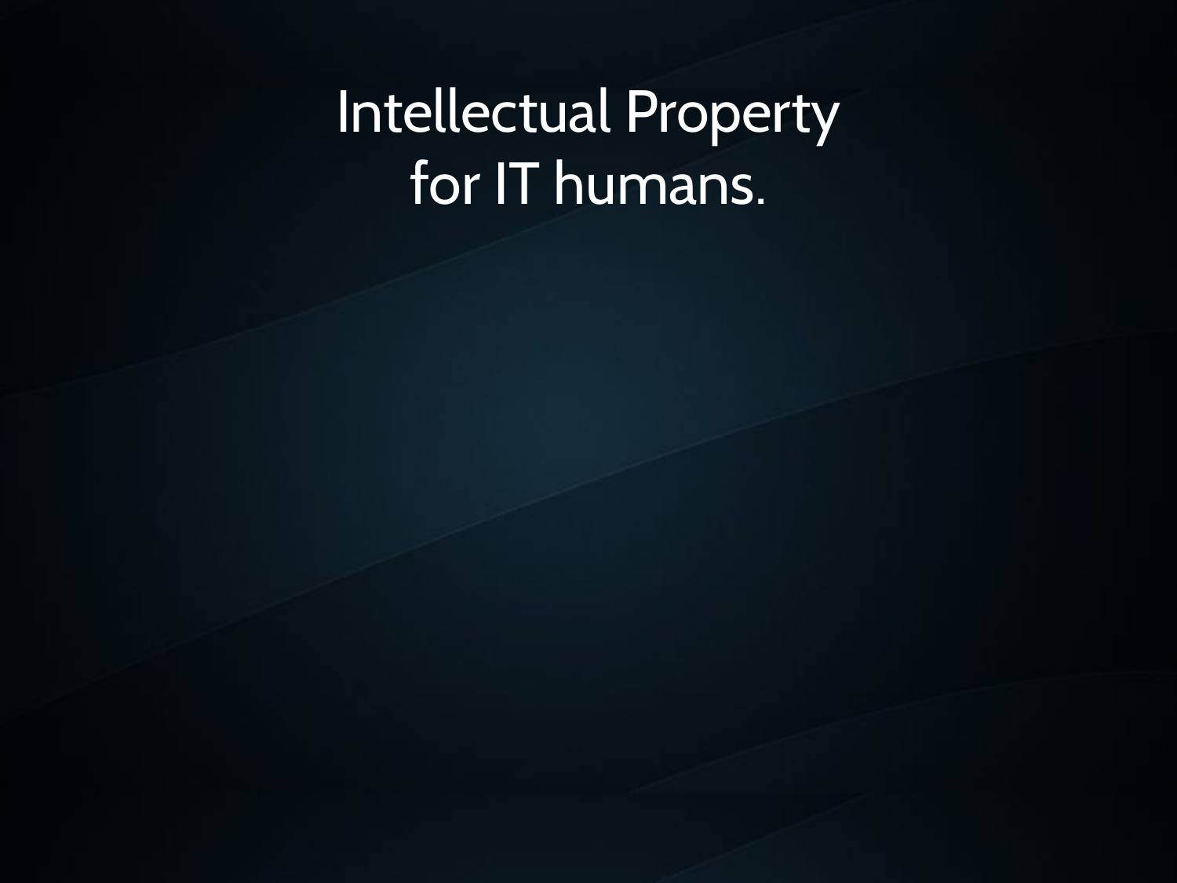# Intellectual Property for IT humans.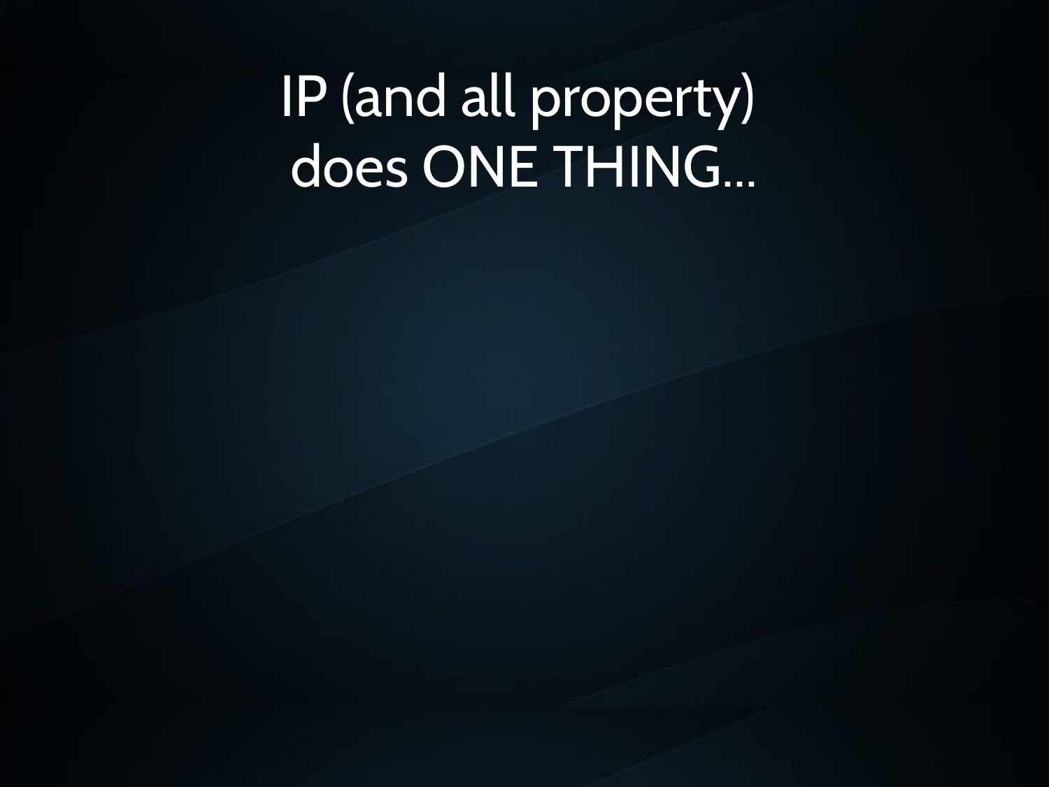# IP (and all property) does ONE THING…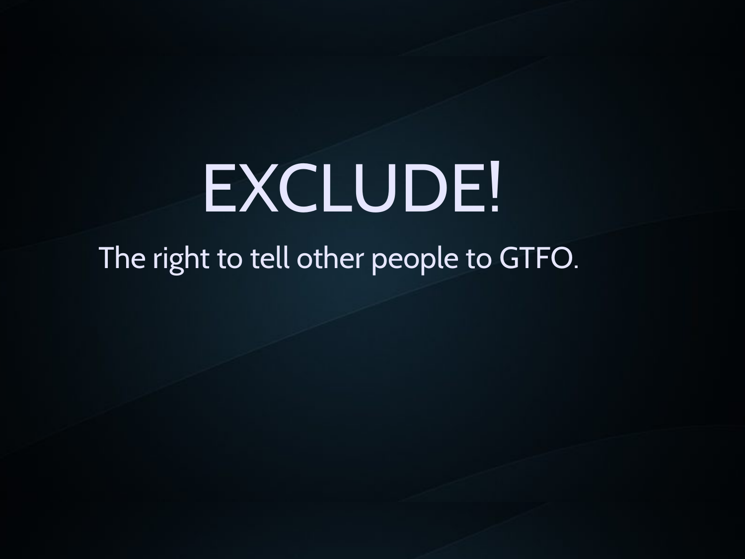# EXCLUDE!

The right to tell other people to GTFO.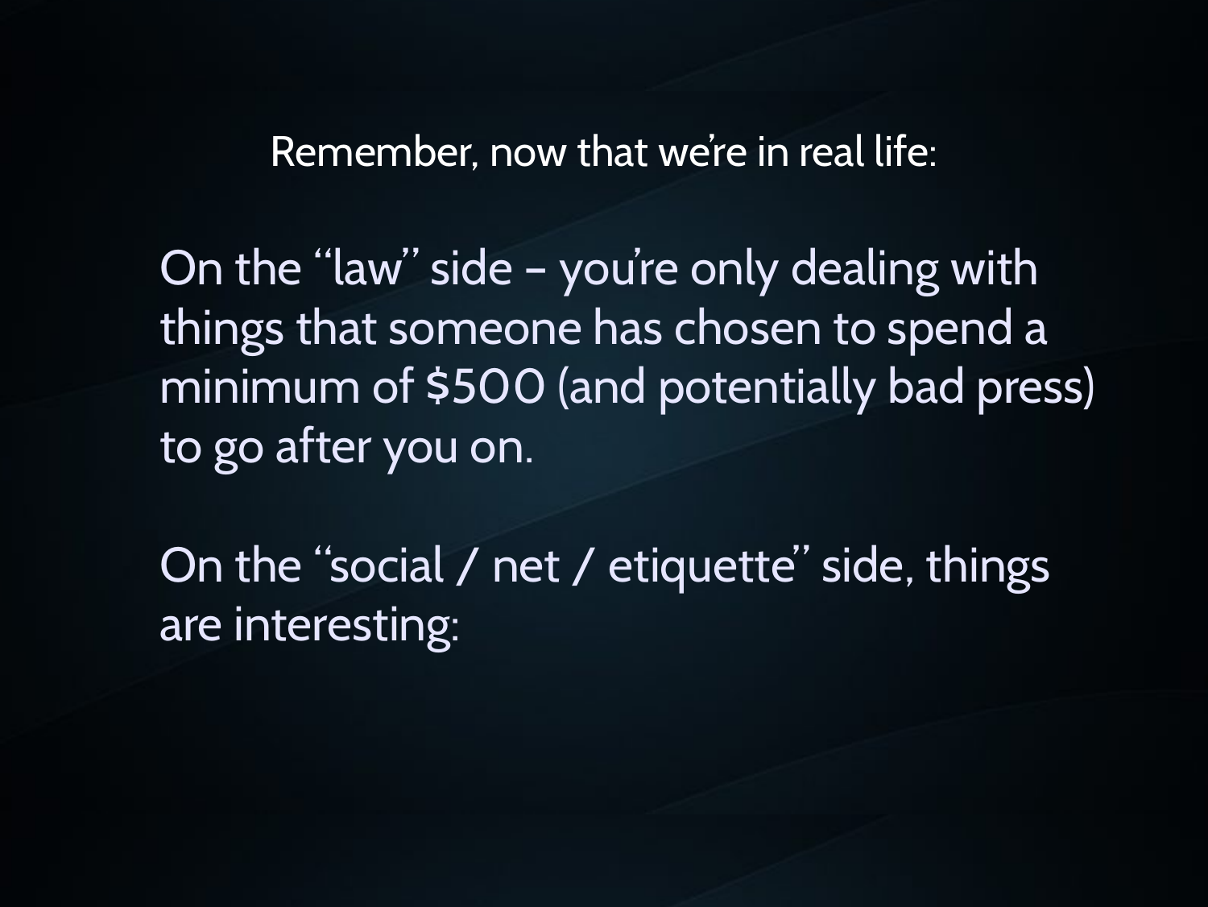Remember, now that we're in real life:

On the "law" side – you're only dealing with things that someone has chosen to spend a minimum of $500 (and potentially bad press) to go after you on.

On the "social / net / etiquette" side, things are interesting: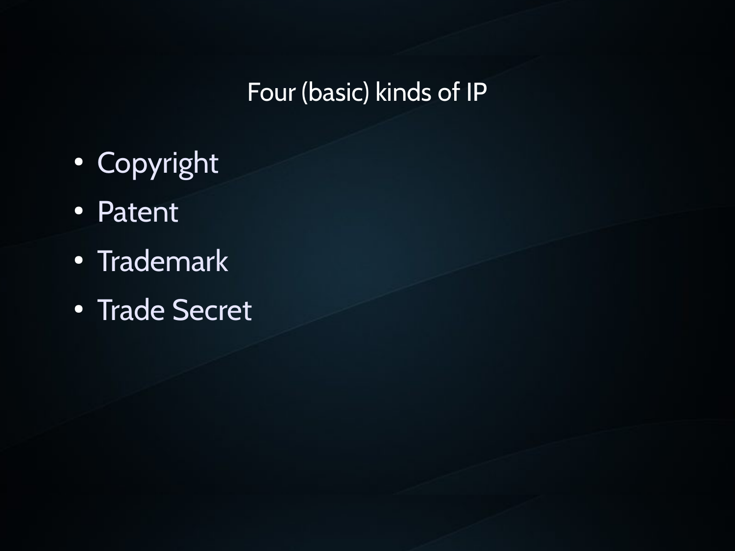# Four (basic) kinds of IP

- Copyright
- Patent
- Trademark
- Trade Secret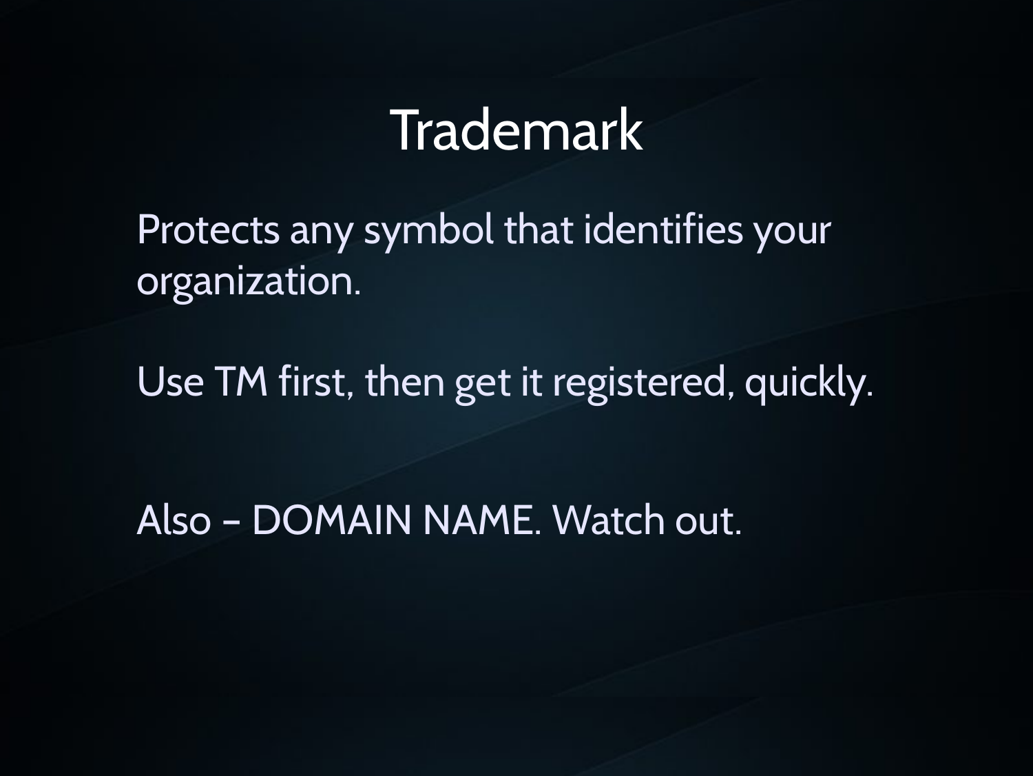# Trademark

Protects any symbol that identifies your organization.

Use TM first, then get it registered, quickly.

Also – DOMAIN NAME. Watch out.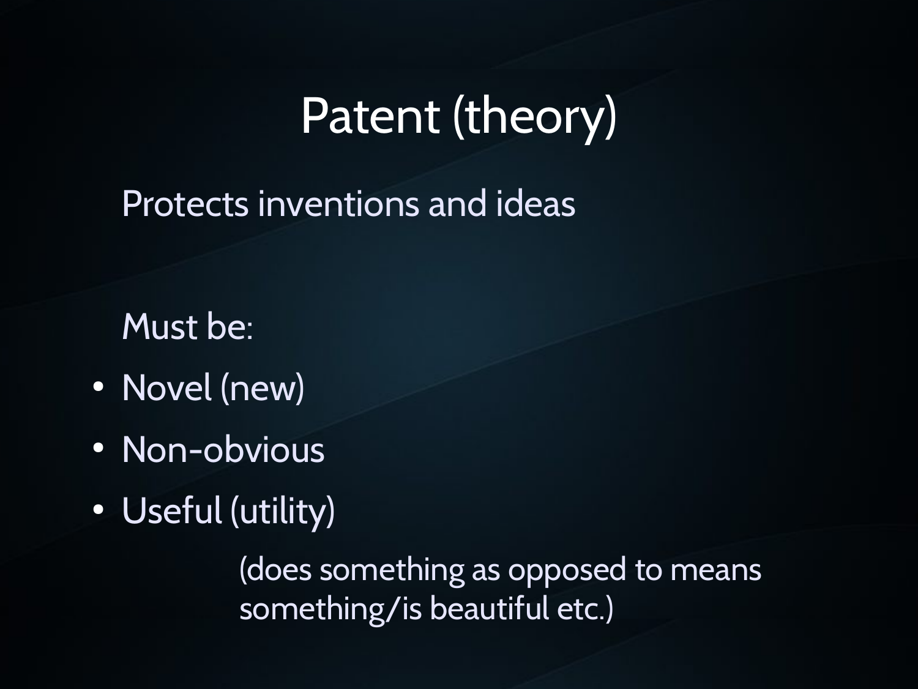# Patent (theory)

Protects inventions and ideas

Must be:

- Novel (new)
- Non-obvious
- Useful (utility)

    (does something as opposed to means something/is beautiful etc.)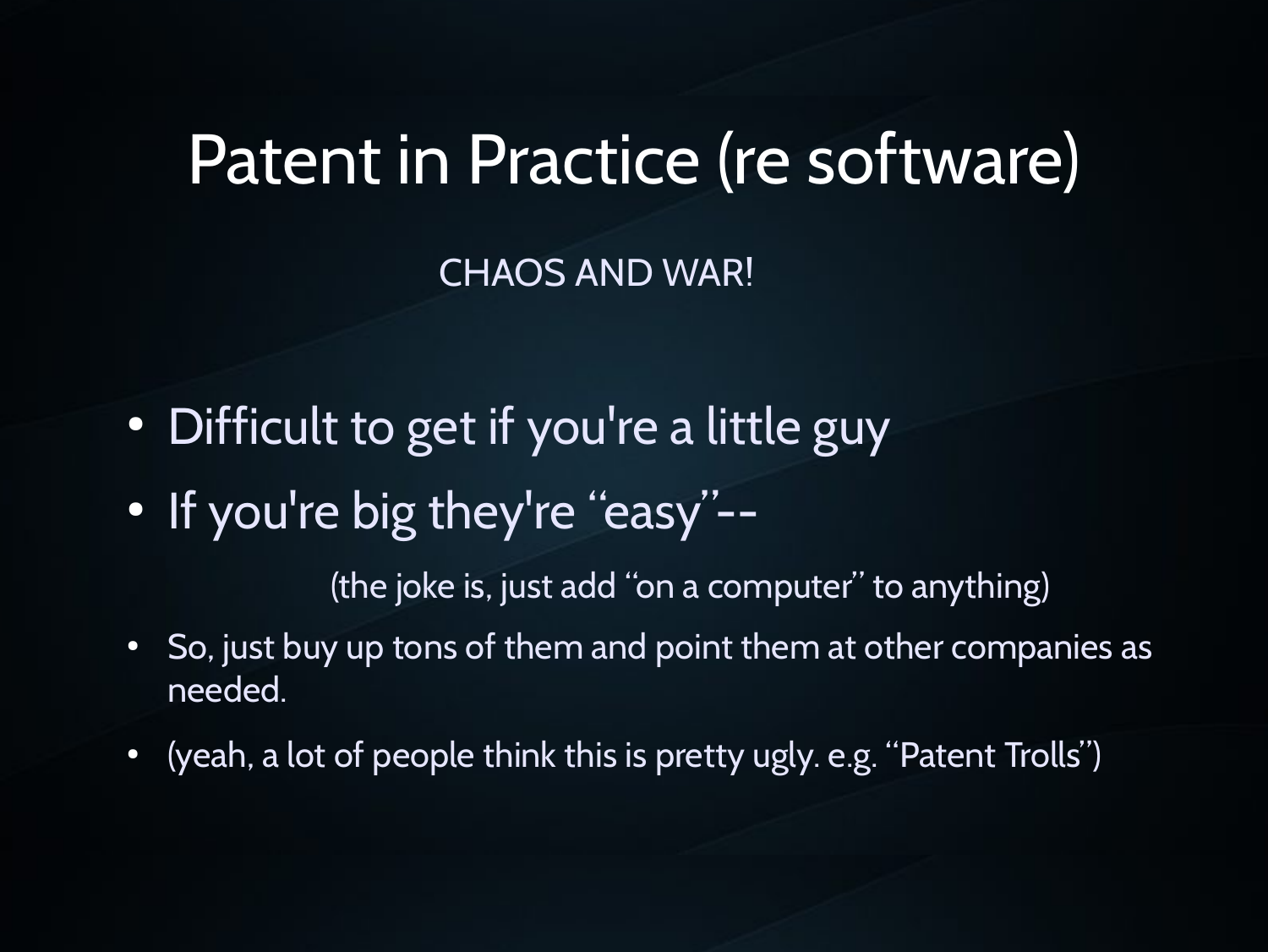# Patent in Practice (re software)

CHAOS AND WAR!

- Difficult to get if you're a little guy
- If you're big they're "easy"--

  (the joke is, just add "on a computer" to anything)

- So, just buy up tons of them and point them at other companies as needed.
- (yeah, a lot of people think this is pretty ugly. e.g. "Patent Trolls")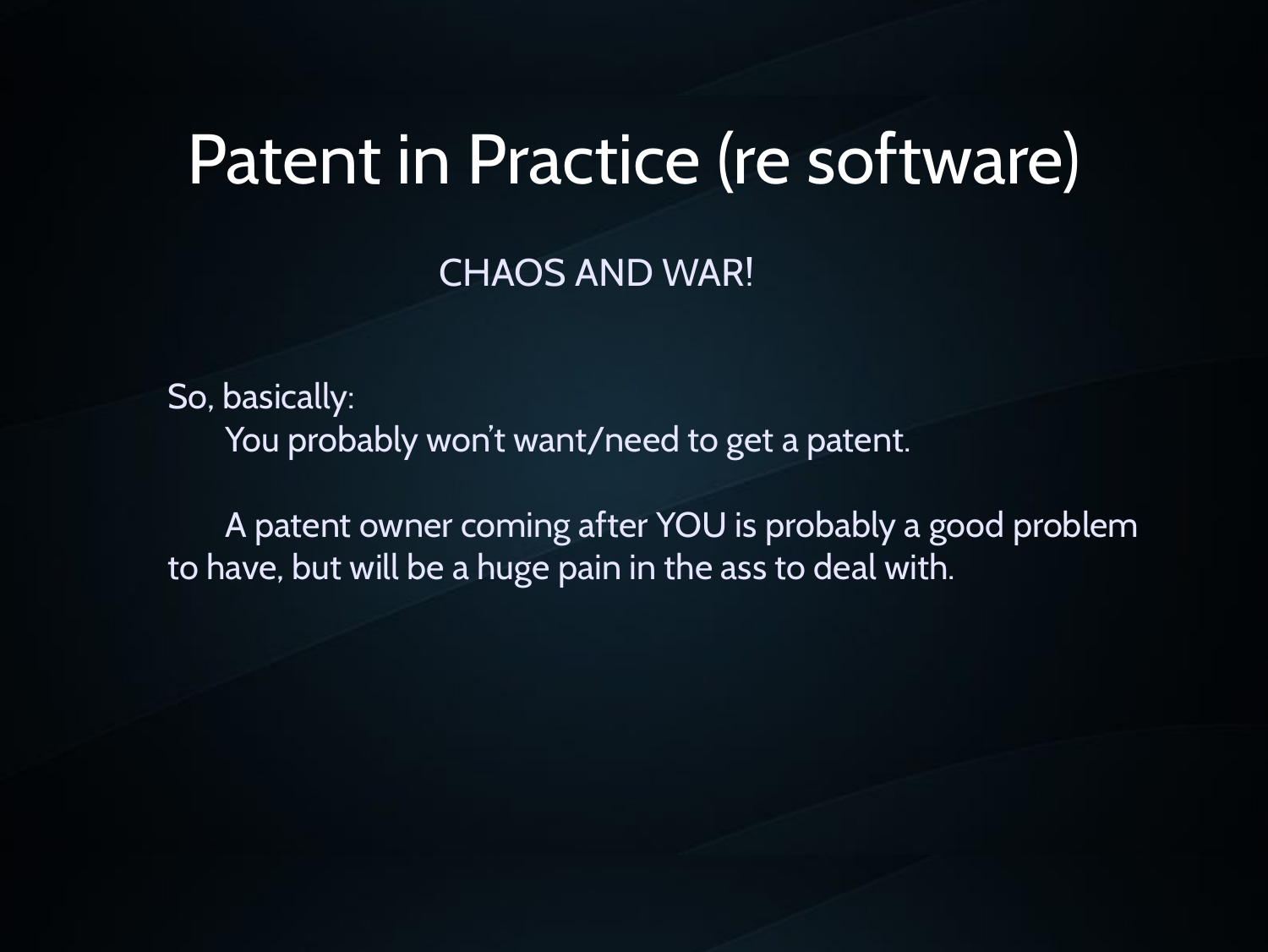# Patent in Practice (re software)

CHAOS AND WAR!

So, basically:

You probably won't want/need to get a patent.

A patent owner coming after YOU is probably a good problem to have, but will be a huge pain in the ass to deal with.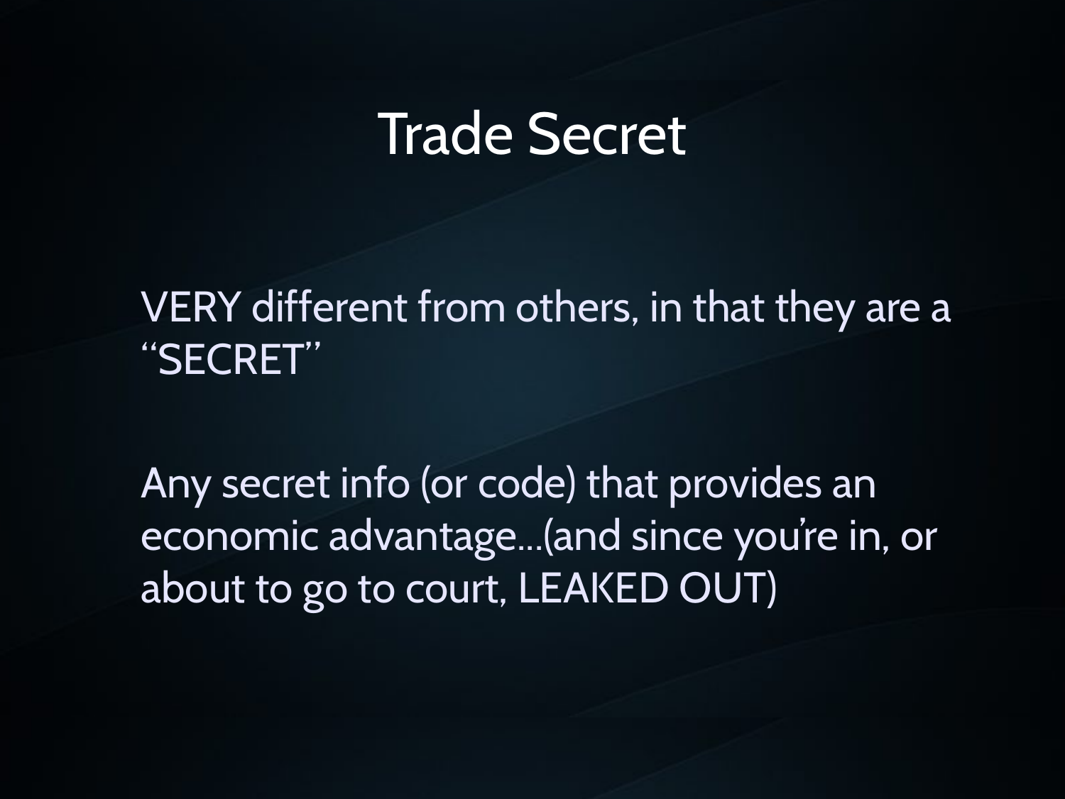# Trade Secret

VERY different from others, in that they are a "SECRET"

Any secret info (or code) that provides an economic advantage...(and since you're in, or about to go to court, LEAKED OUT)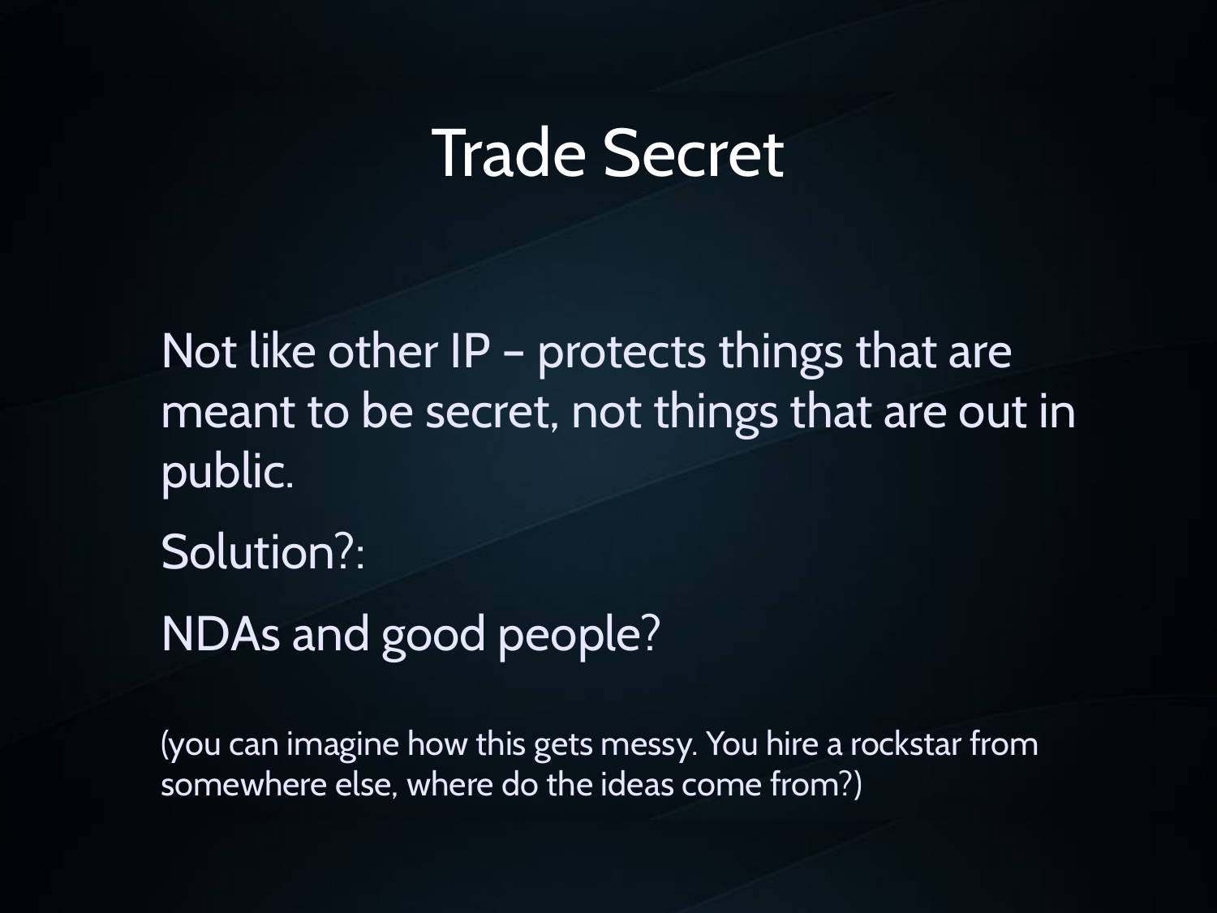# Trade Secret

Not like other IP – protects things that are meant to be secret, not things that are out in public.

Solution?:

NDAs and good people?

(you can imagine how this gets messy. You hire a rockstar from somewhere else, where do the ideas come from?)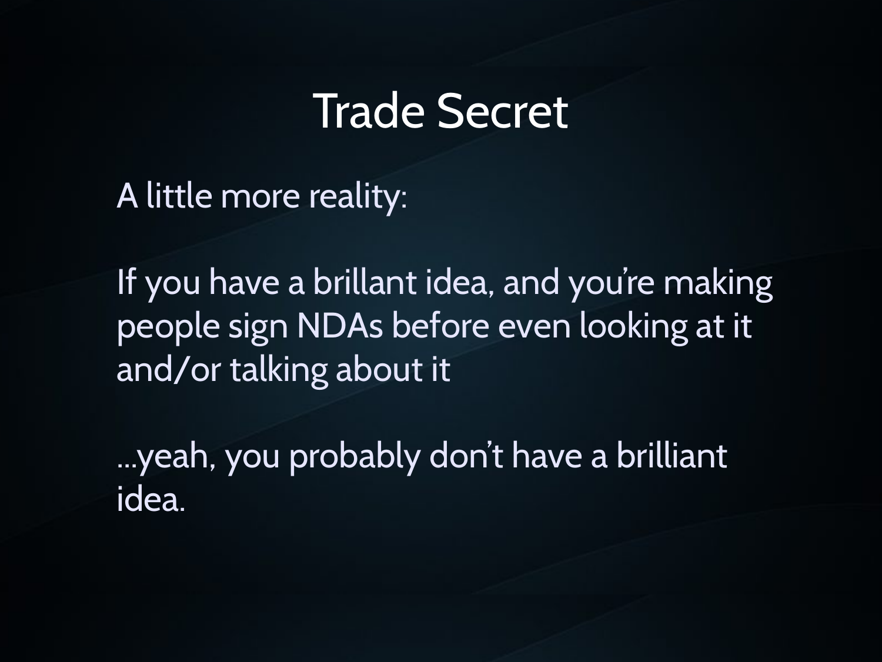# Trade Secret

A little more reality:

If you have a brillant idea, and you're making people sign NDAs before even looking at it and/or talking about it

...yeah, you probably don't have a brilliant idea.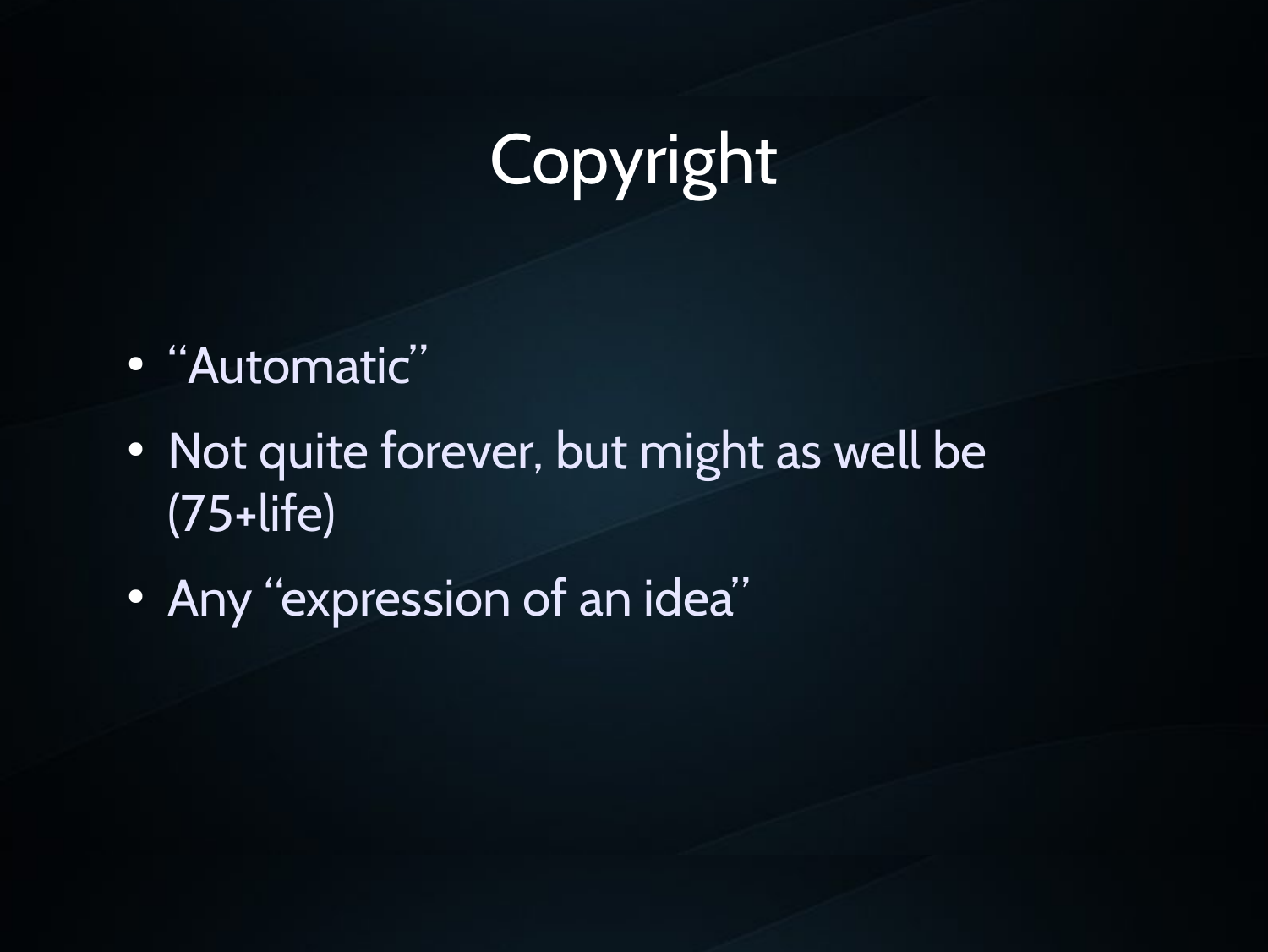# Copyright

- “Automatic”
- Not quite forever, but might as well be (75+life)
- Any “expression of an idea”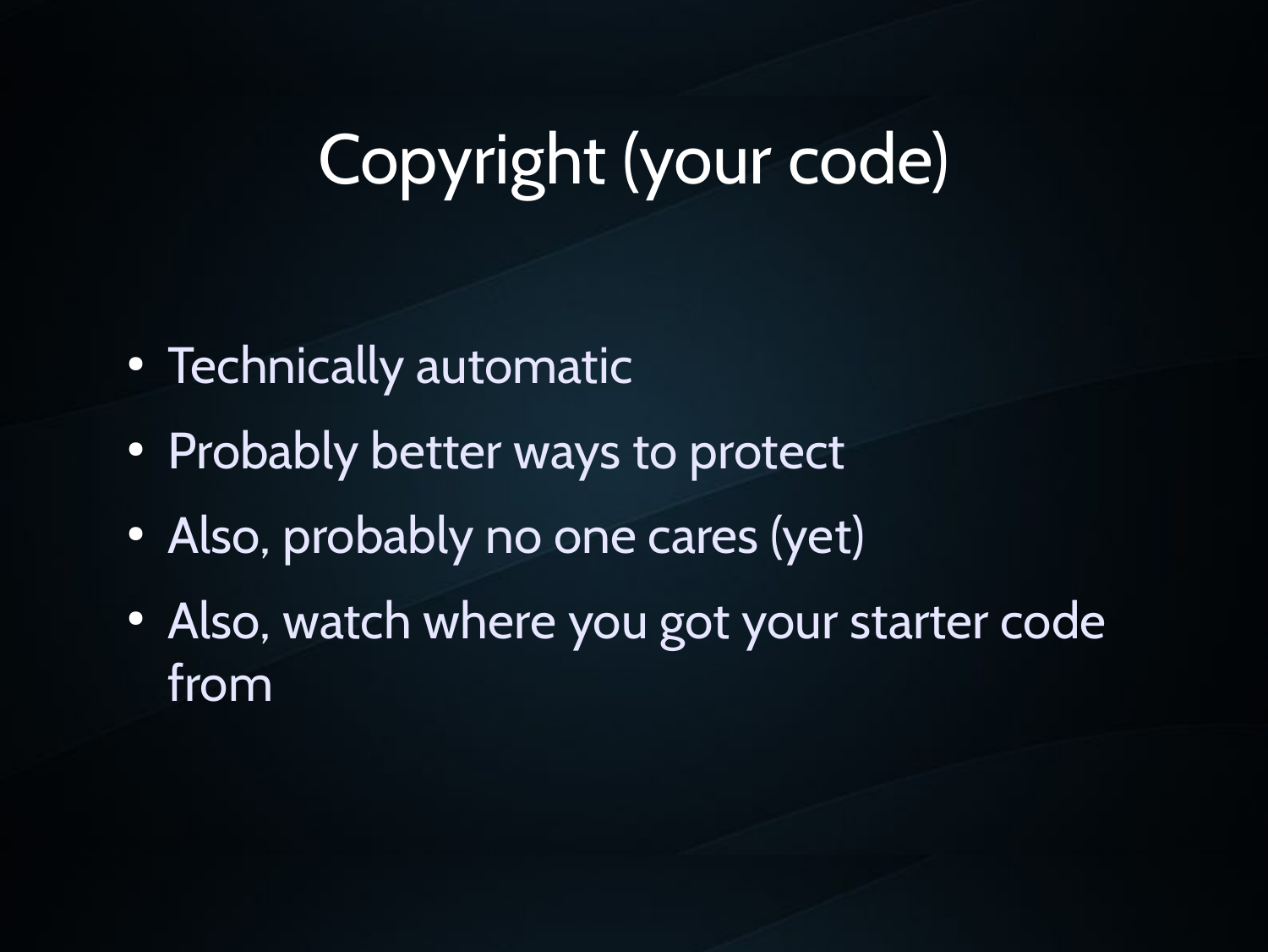# Copyright (your code)

- Technically automatic
- Probably better ways to protect
- Also, probably no one cares (yet)
- Also, watch where you got your starter code from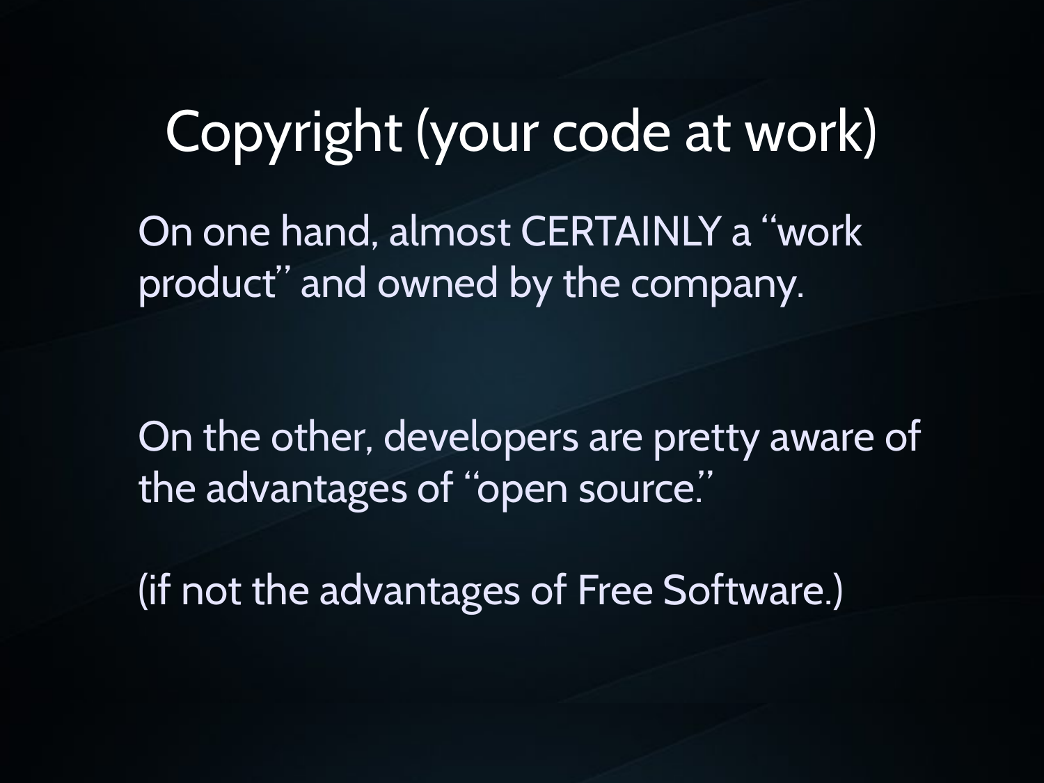# Copyright (your code at work)

On one hand, almost CERTAINLY a “work product” and owned by the company.

On the other, developers are pretty aware of the advantages of “open source.”

(if not the advantages of Free Software.)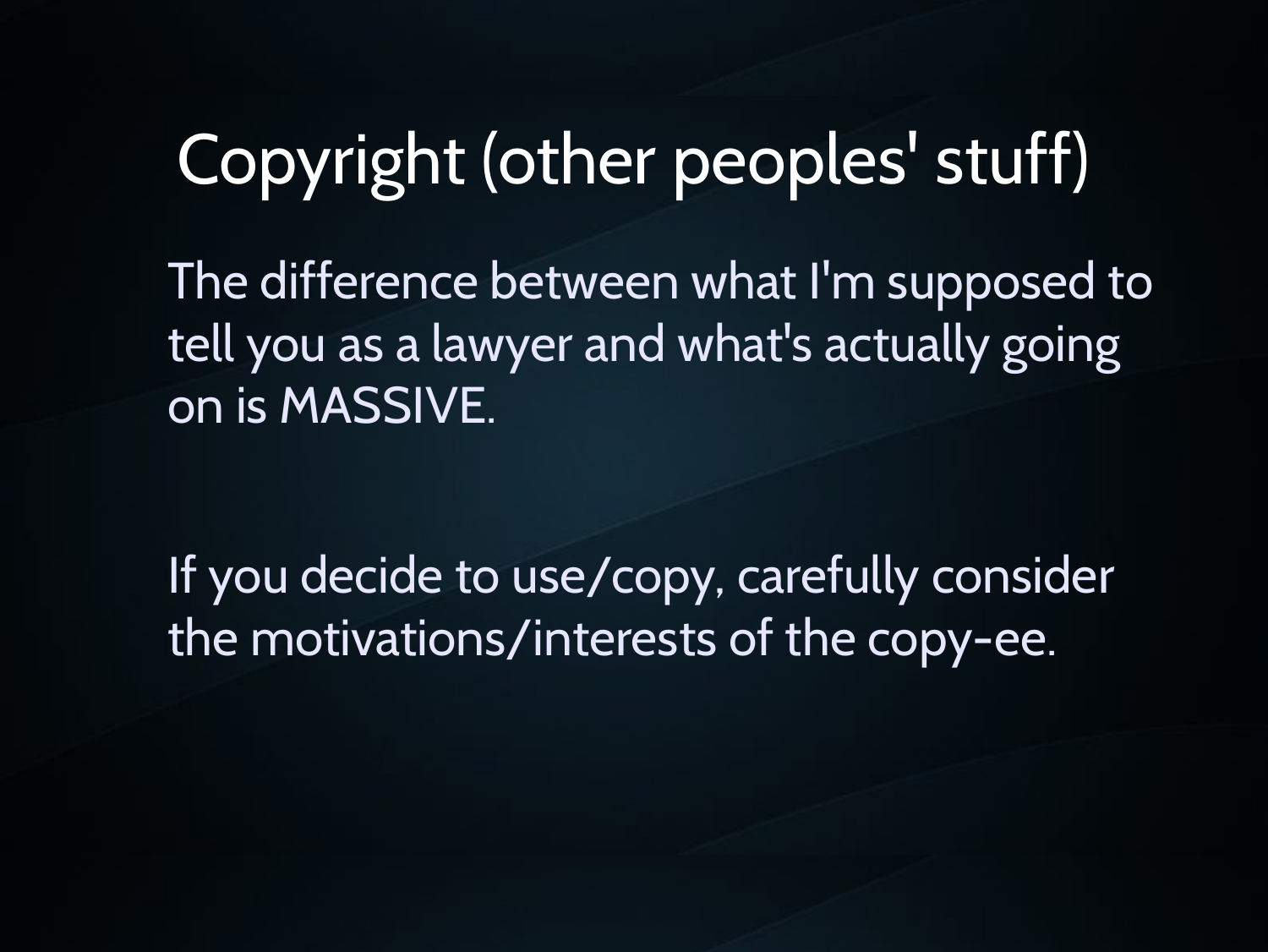# Copyright (other peoples' stuff)

The difference between what I'm supposed to tell you as a lawyer and what's actually going on is MASSIVE.

If you decide to use/copy, carefully consider the motivations/interests of the copy-ee.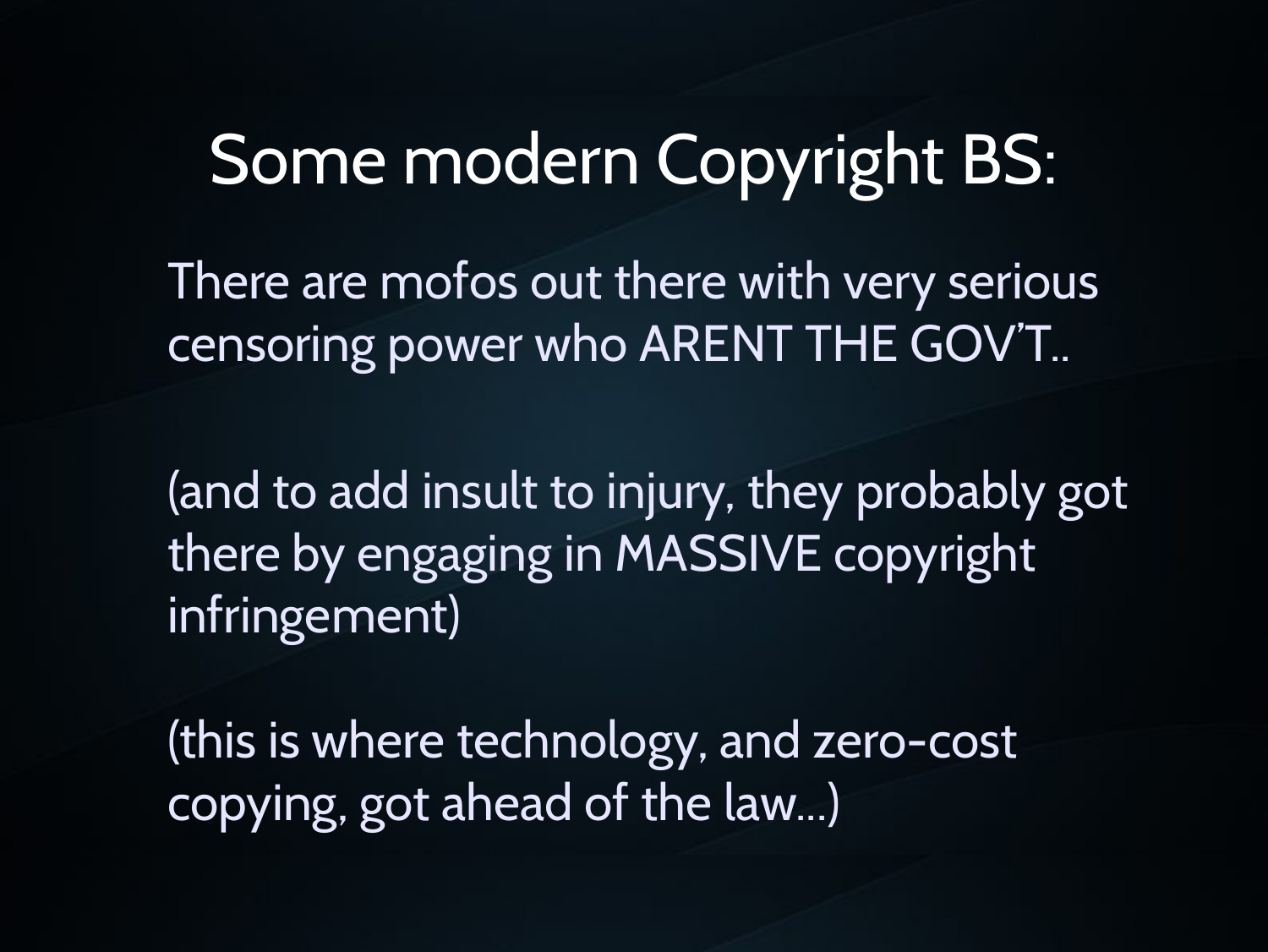# Some modern Copyright BS:

There are mofos out there with very serious censoring power who ARENT THE GOV'T..

(and to add insult to injury, they probably got there by engaging in MASSIVE copyright infringement)

(this is where technology, and zero-cost copying, got ahead of the law...)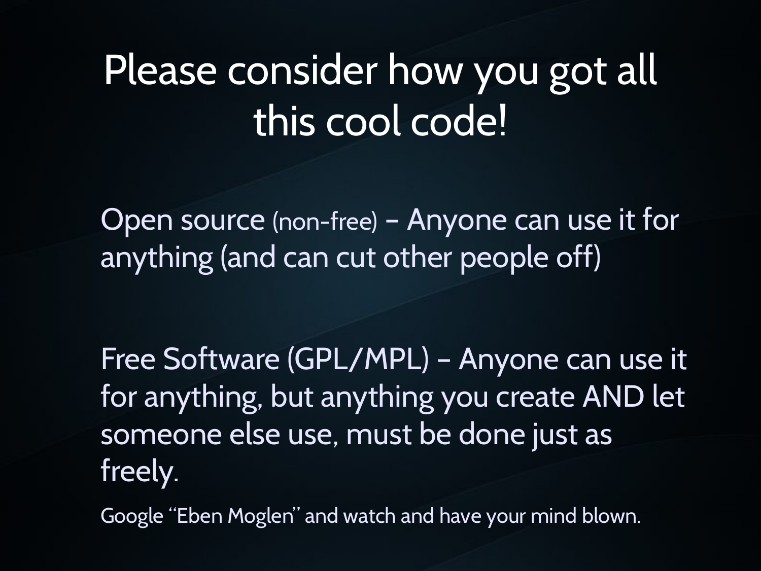# Please consider how you got all this cool code!

Open source (non-free) – Anyone can use it for anything (and can cut other people off)

Free Software (GPL/MPL) – Anyone can use it for anything, but anything you create AND let someone else use, must be done just as freely.

Google "Eben Moglen" and watch and have your mind blown.